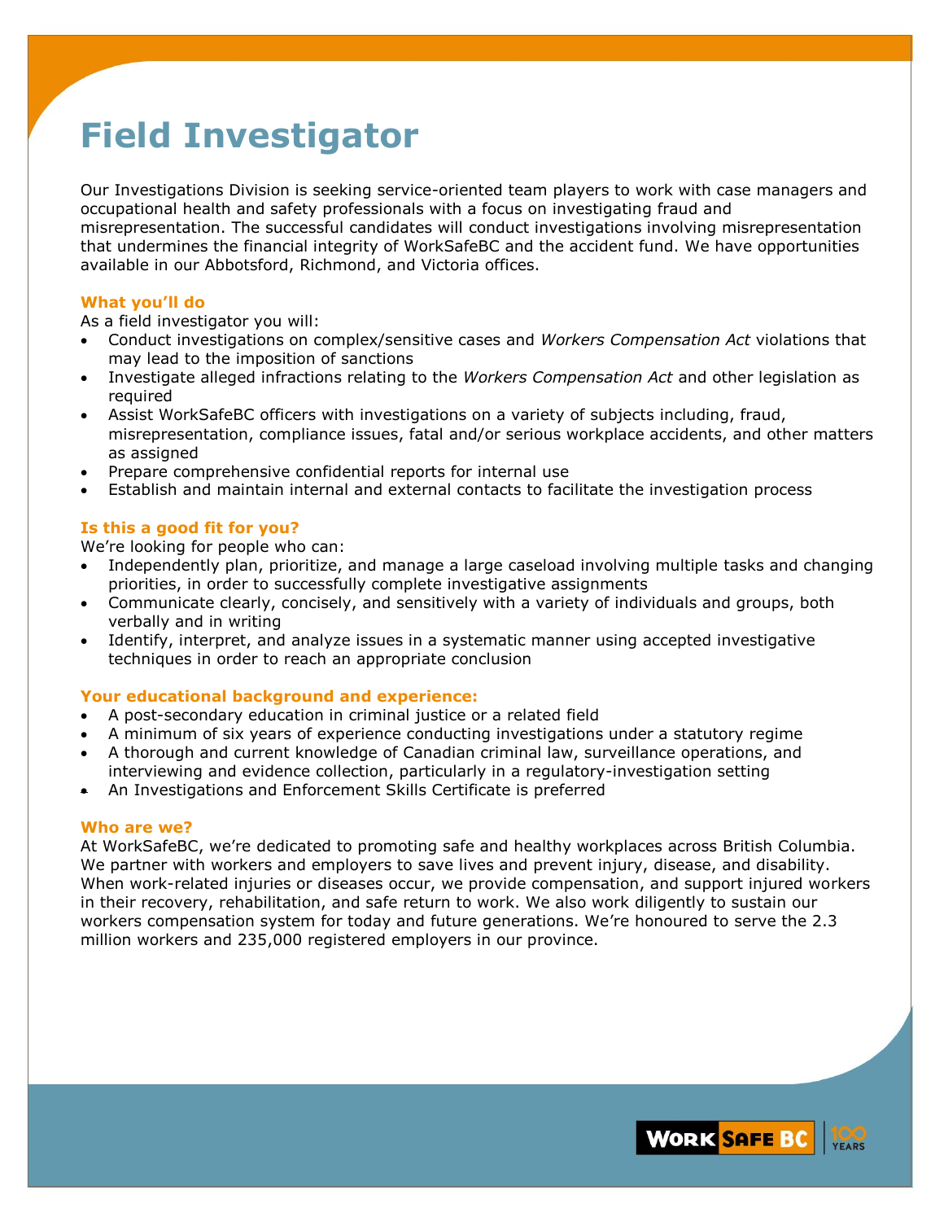# Field Investigator

Our Investigations Division is seeking service-oriented team players to work with case managers and occupational health and safety professionals with a focus on investigating fraud and misrepresentation. The successful candidates will conduct investigations involving misrepresentation that undermines the financial integrity of WorkSafeBC and the accident fund. We have opportunities available in our Abbotsford, Richmond, and Victoria offices.

### What you'll do

As a field investigator you will:

- Conduct investigations on complex/sensitive cases and *Workers Compensation Act* violations that may lead to the imposition of sanctions
- Investigate alleged infractions relating to the *Workers Compensation Act* and other legislation as required
- Assist WorkSafeBC officers with investigations on a variety of subjects including, fraud, misrepresentation, compliance issues, fatal and/or serious workplace accidents, and other matters as assigned
- Prepare comprehensive confidential reports for internal use
- Establish and maintain internal and external contacts to facilitate the investigation process

### Is this a good fit for you?

We're looking for people who can:

- Independently plan, prioritize, and manage a large caseload involving multiple tasks and changing priorities, in order to successfully complete investigative assignments
- Communicate clearly, concisely, and sensitively with a variety of individuals and groups, both verbally and in writing
- Identify, interpret, and analyze issues in a systematic manner using accepted investigative techniques in order to reach an appropriate conclusion

### Your educational background and experience:

- A post-secondary education in criminal justice or a related field
- A minimum of six years of experience conducting investigations under a statutory regime
- A thorough and current knowledge of Canadian criminal law, surveillance operations, and interviewing and evidence collection, particularly in a regulatory-investigation setting
- An Investigations and Enforcement Skills Certificate is preferred

### Who are we?

At WorkSafeBC, we're dedicated to promoting safe and healthy workplaces across British Columbia. We partner with workers and employers to save lives and prevent injury, disease, and disability. When work-related injuries or diseases occur, we provide compensation, and support injured workers in their recovery, rehabilitation, and safe return to work. We also work diligently to sustain our workers compensation system for today and future generations. We're honoured to serve the 2.3 million workers and 235,000 registered employers in our province.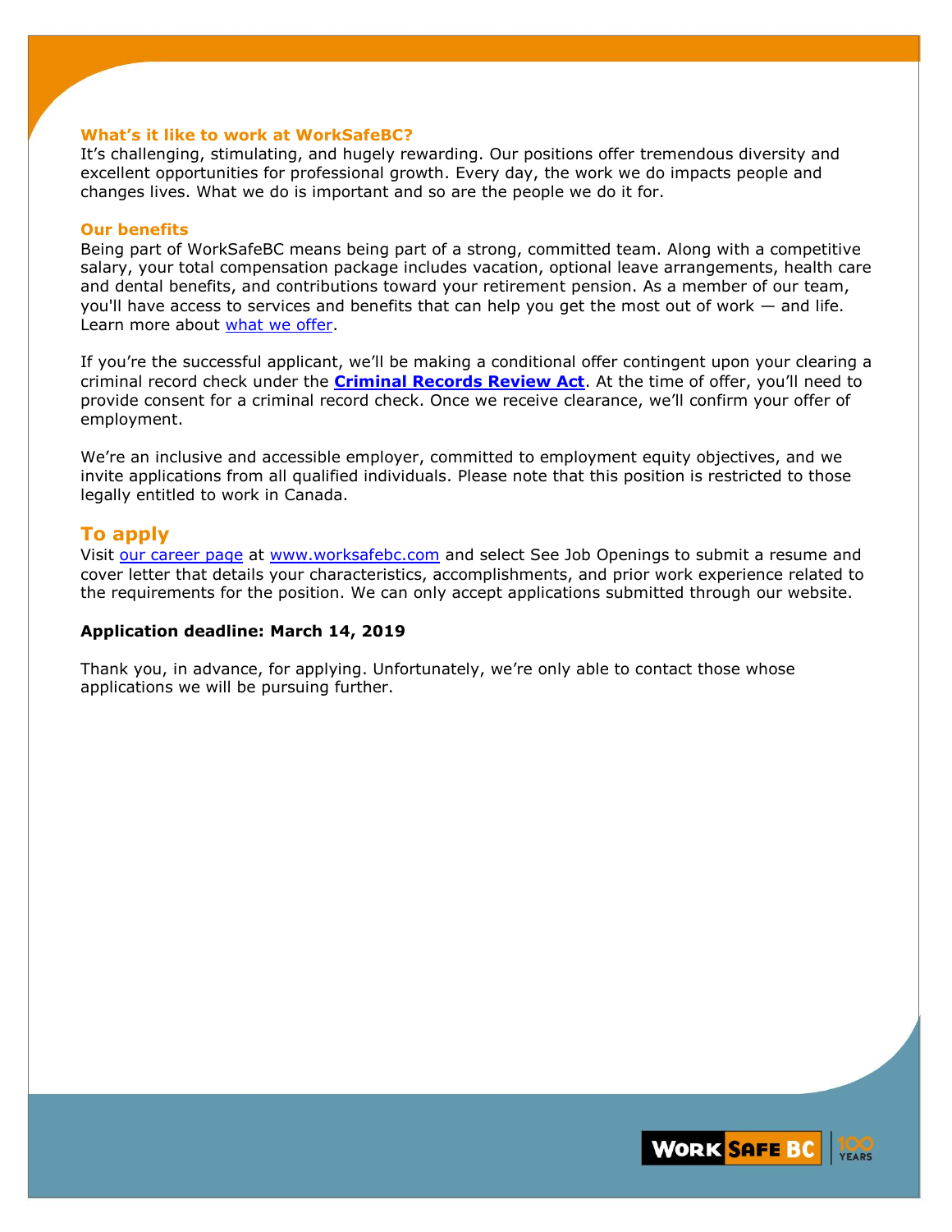### What's it like to work at WorkSafeBC?

It's challenging, stimulating, and hugely rewarding. Our positions offer tremendous diversity and excellent opportunities for professional growth. Every day, the work we do impacts people and changes lives. What we do is important and so are the people we do it for.

### Our benefits

Being part of WorkSafeBC means being part of a strong, committed team. Along with a competitive salary, your total compensation package includes vacation, optional leave arrangements, health care and dental benefits, and contributions toward your retirement pension. As a member of our team, you'll have access to services and benefits that can help you get the most out of work — and life. Learn more about what we offer.

If you're the successful applicant, we'll be making a conditional offer contingent upon your clearing a criminal record check under the **Criminal Records Review Act**. At the time of offer, you'll need to provide consent for a criminal record check. Once we receive clearance, we'll confirm your offer of employment.

We're an inclusive and accessible employer, committed to employment equity objectives, and we invite applications from all qualified individuals. Please note that this position is restricted to those legally entitled to work in Canada.

## To apply

Visit our career page at www.worksafebc.com and select See Job Openings to submit a resume and cover letter that details your characteristics, accomplishments, and prior work experience related to the requirements for the position. We can only accept applications submitted through our website.

**Application deadline: March 14, 2019**

Thank you, in advance, for applying. Unfortunately, we're only able to contact those whose applications we will be pursuing further.